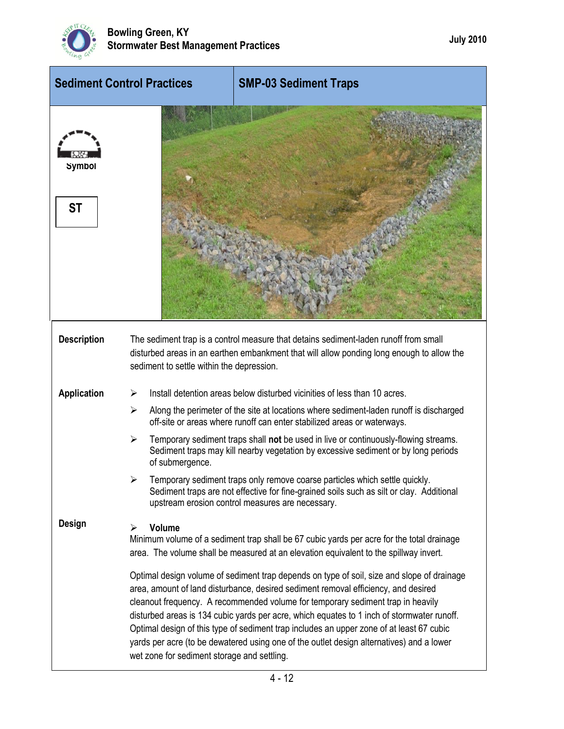## Sediment Control Practices

## SMP-03 Sediment Traps

Symbol

ST

**Description**

The sediment trap is a control measure that detains sediment-laden runoff from small disturbed areas in an earthen embankment that will allow ponding long enough to allow the sediment to settle within the depression.

**Application**

- Install detention areas below disturbed vicinities of less than 10 acres.
- Along the perimeter of the site at locations where sediment-laden runoff is discharged off-site or areas where runoff can enter stabilized areas or waterways.
- Temporary sediment traps shall **not** be used in live or continuously-flowing streams. Sediment traps may kill nearby vegetation by excessive sediment or by long periods of submergence.
- Temporary sediment traps only remove coarse particles which settle quickly. Sediment traps are not effective for fine-grained soils such as silt or clay. Additional upstream erosion control measures are necessary.

**Design**

- **Volume**

Minimum volume of a sediment trap shall be 67 cubic yards per acre for the total drainage area. The volume shall be measured at an elevation equivalent to the spillway invert.

Optimal design volume of sediment trap depends on type of soil, size and slope of drainage area, amount of land disturbance, desired sediment removal efficiency, and desired cleanout frequency. A recommended volume for temporary sediment trap in heavily disturbed areas is 134 cubic yards per acre, which equates to 1 inch of stormwater runoff. Optimal design of this type of sediment trap includes an upper zone of at least 67 cubic yards per acre (to be dewatered using one of the outlet design alternatives) and a lower wet zone for sediment storage and settling.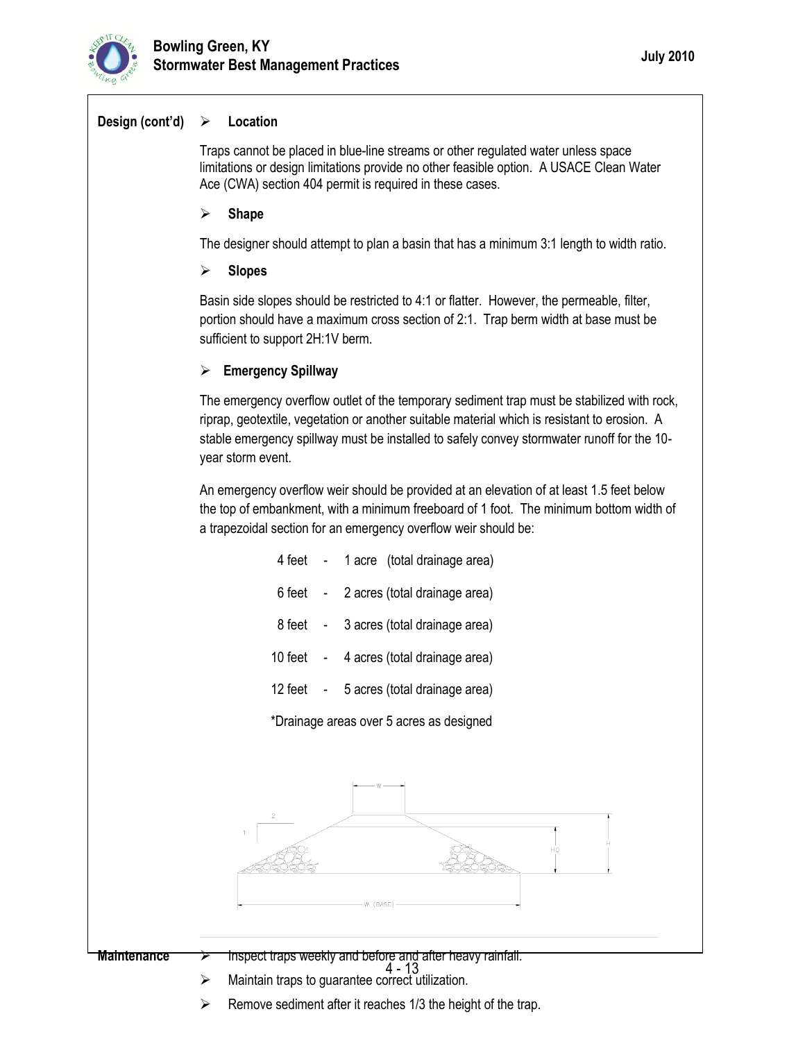**Design (cont'd)**

- **Location**

Traps cannot be placed in blue-line streams or other regulated water unless space limitations or design limitations provide no other feasible option. A USACE Clean Water Ace (CWA) section 404 permit is required in these cases.

- **Shape**

The designer should attempt to plan a basin that has a minimum 3:1 length to width ratio.

- **Slopes**

Basin side slopes should be restricted to 4:1 or flatter. However, the permeable, filter, portion should have a maximum cross section of 2:1. Trap berm width at base must be sufficient to support 2H:1V berm.

- **Emergency Spillway**

The emergency overflow outlet of the temporary sediment trap must be stabilized with rock, riprap, geotextile, vegetation or another suitable material which is resistant to erosion. A stable emergency spillway must be installed to safely convey stormwater runoff for the 10-year storm event.

An emergency overflow weir should be provided at an elevation of at least 1.5 feet below the top of embankment, with a minimum freeboard of 1 foot. The minimum bottom width of a trapezoidal section for an emergency overflow weir should be:

4 feet - 1 acre (total drainage area)

6 feet - 2 acres (total drainage area)

8 feet - 3 acres (total drainage area)

10 feet - 4 acres (total drainage area)

12 feet - 5 acres (total drainage area)

*Drainage areas over 5 acres as designed

**Maintenance**

- Inspect traps weekly and before and after heavy rainfall.
- Maintain traps to guarantee correct utilization.
- Remove sediment after it reaches 1/3 the height of the trap.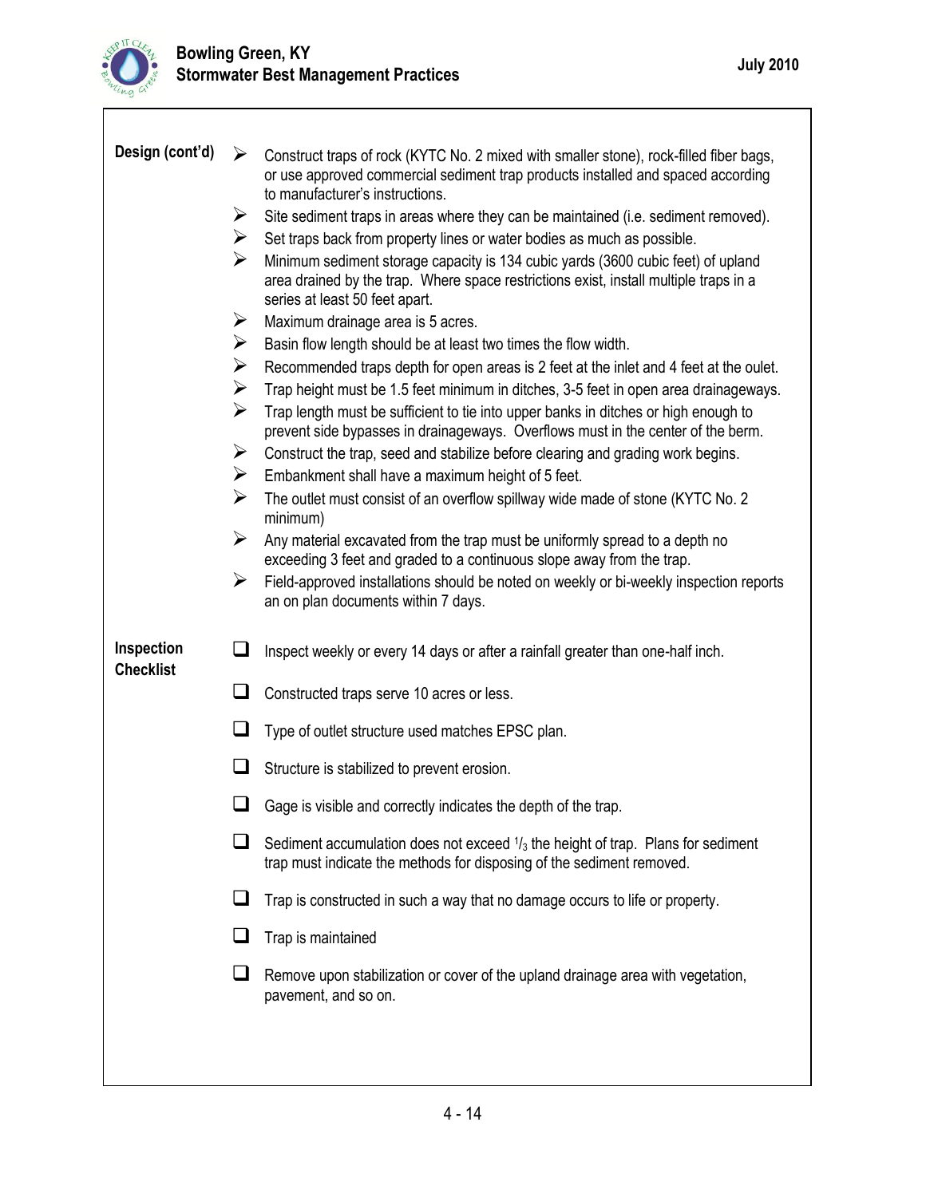**Design (cont'd)**

- Construct traps of rock (KYTC No. 2 mixed with smaller stone), rock-filled fiber bags, or use approved commercial sediment trap products installed and spaced according to manufacturer's instructions.
- Site sediment traps in areas where they can be maintained (i.e. sediment removed).
- Set traps back from property lines or water bodies as much as possible.
- Minimum sediment storage capacity is 134 cubic yards (3600 cubic feet) of upland area drained by the trap. Where space restrictions exist, install multiple traps in a series at least 50 feet apart.
- Maximum drainage area is 5 acres.
- Basin flow length should be at least two times the flow width.
- Recommended traps depth for open areas is 2 feet at the inlet and 4 feet at the oulet.
- Trap height must be 1.5 feet minimum in ditches, 3-5 feet in open area drainageways.
- Trap length must be sufficient to tie into upper banks in ditches or high enough to prevent side bypasses in drainageways. Overflows must in the center of the berm.
- Construct the trap, seed and stabilize before clearing and grading work begins.
- Embankment shall have a maximum height of 5 feet.
- The outlet must consist of an overflow spillway wide made of stone (KYTC No. 2 minimum)
- Any material excavated from the trap must be uniformly spread to a depth no exceeding 3 feet and graded to a continuous slope away from the trap.
- Field-approved installations should be noted on weekly or bi-weekly inspection reports an on plan documents within 7 days.

**Inspection Checklist**

- [ ] Inspect weekly or every 14 days or after a rainfall greater than one-half inch.
- [ ] Constructed traps serve 10 acres or less.
- [ ] Type of outlet structure used matches EPSC plan.
- [ ] Structure is stabilized to prevent erosion.
- [ ] Gage is visible and correctly indicates the depth of the trap.
- [ ] Sediment accumulation does not exceed $^{1}/_{3}$ the height of trap. Plans for sediment trap must indicate the methods for disposing of the sediment removed.
- [ ] Trap is constructed in such a way that no damage occurs to life or property.
- [ ] Trap is maintained
- [ ] Remove upon stabilization or cover of the upland drainage area with vegetation, pavement, and so on.